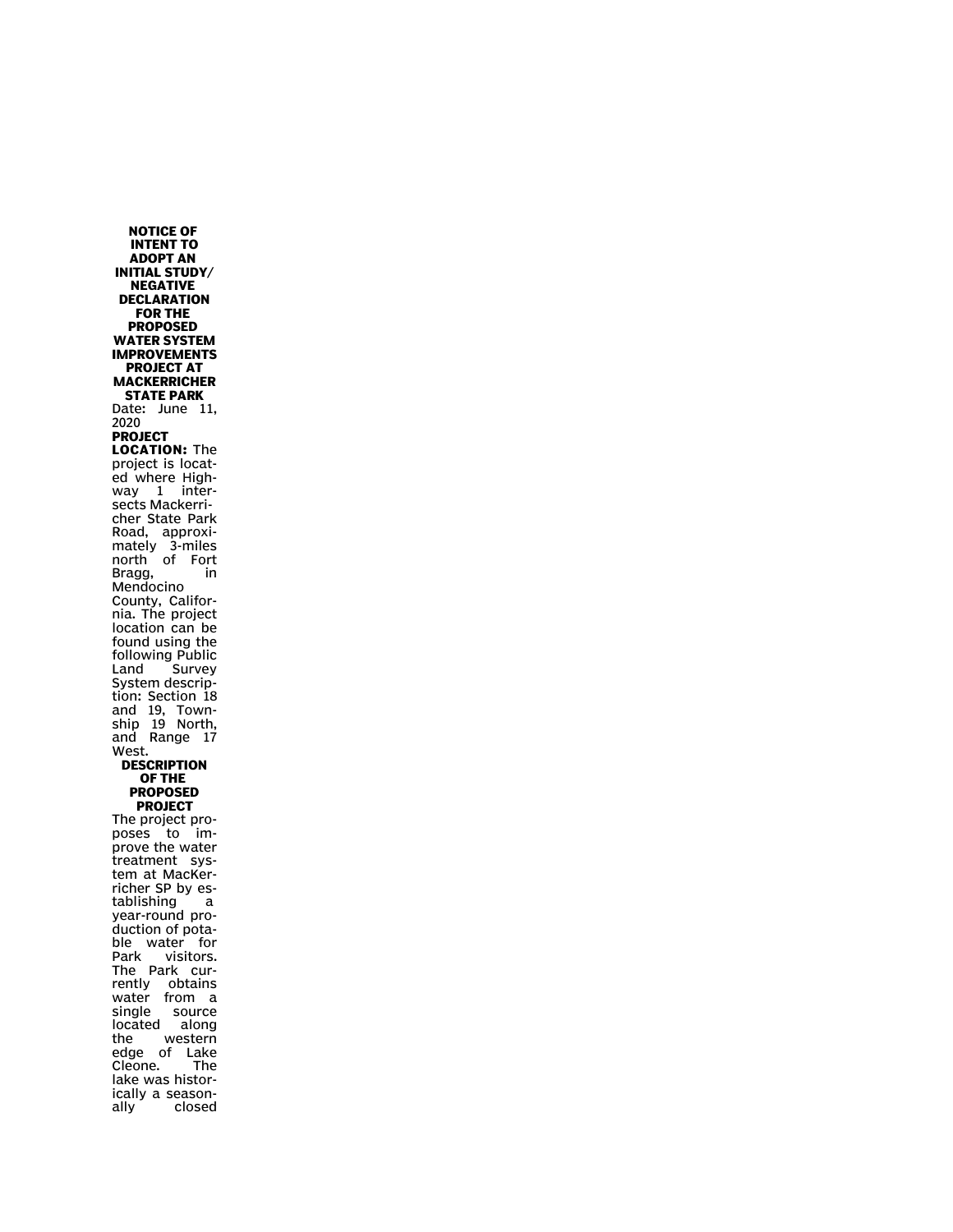**NOTICE OF INTENT TO ADOPT AN INITIAL STUDY/ NEGATIVE DECLARATION FOR THE PROPOSED WATER SYSTEM IMPROVEMENTS PROJECT AT MACKERRICHER STATE PARK**

Date: June 11, 2020

**PROJECT LOCATION:** The project is located where Highway 1 intersects Mackerricher State Park Road, approximately 3-miles north of Fort Bragg, in Mendocino County, California. The project location can be found using the following Public Land Survey System description: Section 18 and 19, Township 19 North, and Range 17 West.

**DESCRIPTION OF THE PROPOSED PROJECT**

The project proposes to improve the water treatment system at MacKerricher SP by establishing a year-round production of potable water for Park visitors. The Park currently obtains water from a single source located along the western edge of Lake Cleone. The lake was historically a seasonally closed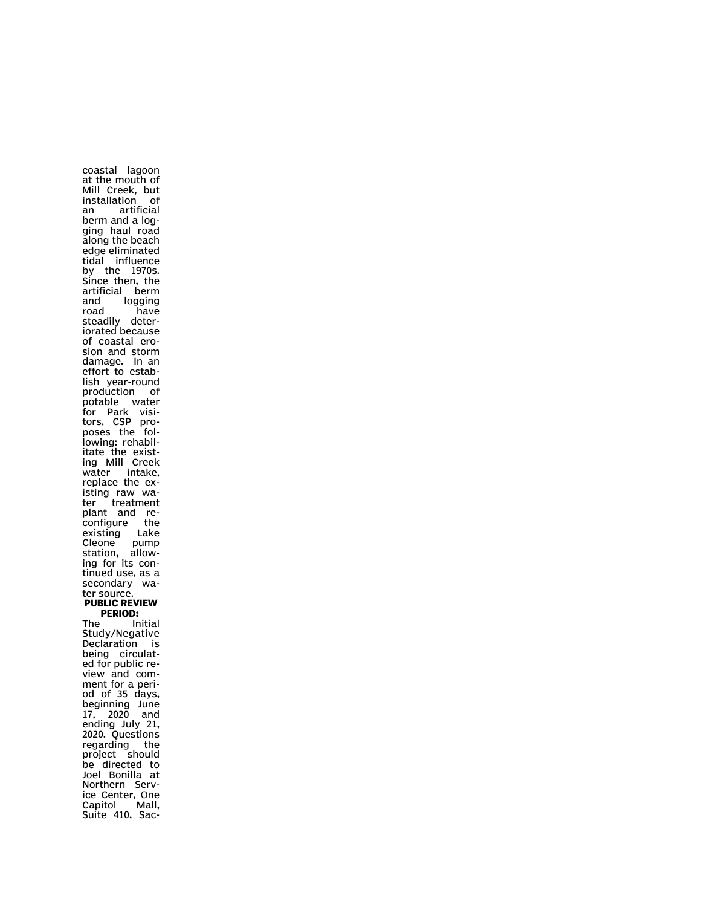coastal lagoon at the mouth of Mill Creek, but installation of an artificial berm and a logging haul road along the beach edge eliminated tidal influence by the 1970s. Since then, the artificial berm and logging road have steadily deteriorated because of coastal erosion and storm damage. In an effort to establish year-round production of potable water for Park visitors, CSP proposes the following: rehabilitate the existing Mill Creek water intake, replace the existing raw water treatment plant and reconfigure the existing Lake Cleone pump station, allowing for its continued use, as a secondary water source.

**PUBLIC REVIEW PERIOD:**

The Initial Study/Negative Declaration is being circulated for public review and comment for a period of 35 days, beginning June 17, 2020 and ending July 21, 2020. Questions regarding the project should be directed to Joel Bonilla at Northern Service Center, One Capitol Mall, Suite 410, Sac-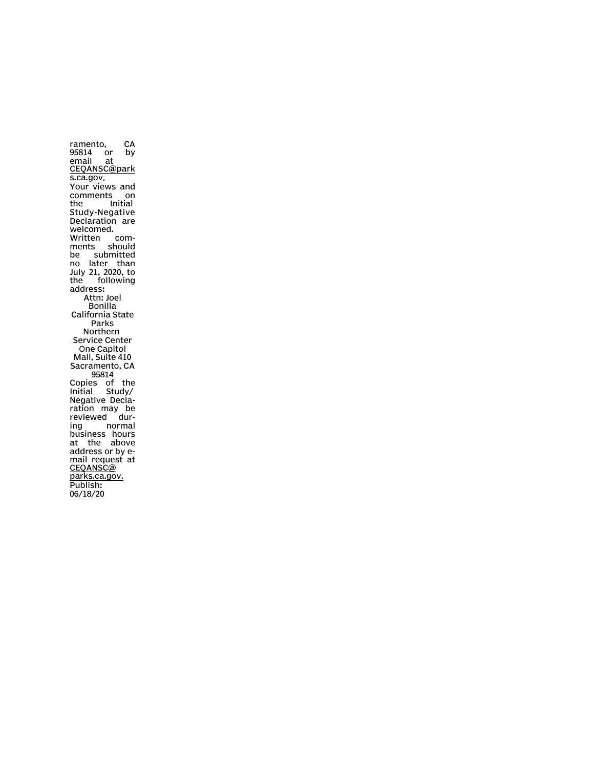ramento, CA 95814 or by email at CEQANSC@parks.ca.gov.

Your views and comments on the Initial Study-Negative Declaration are welcomed. Written comments should be submitted no later than July 21, 2020, to the following address:

Attn: Joel Bonilla
California State Parks
Northern Service Center
One Capitol Mall, Suite 410
Sacramento, CA 95814

Copies of the Initial Study/ Negative Declaration may be reviewed during normal business hours at the above address or by e-mail request at CEQANSC@parks.ca.gov.

Publish: 06/18/20